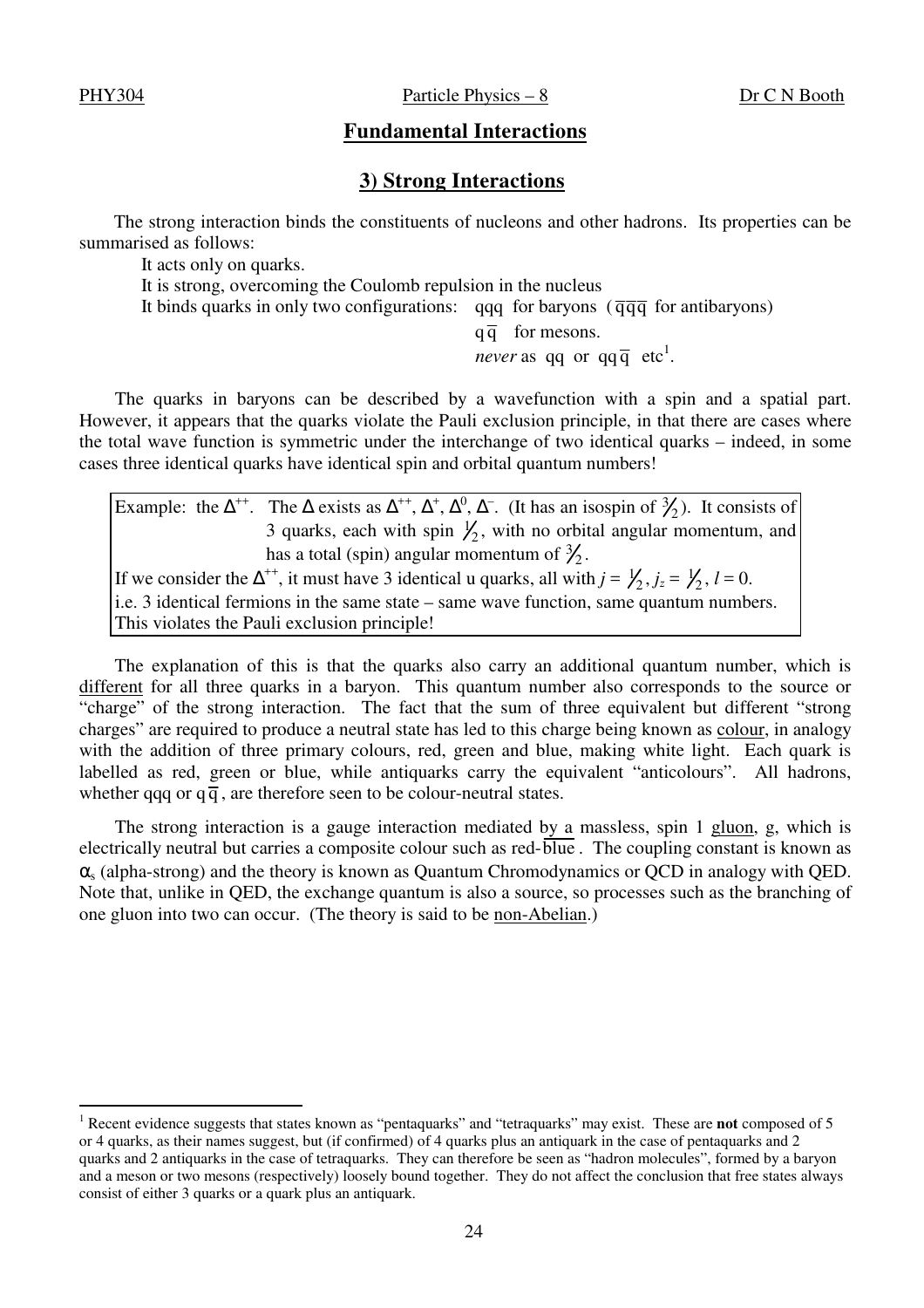## Fundamental Interactions

### 3) Strong Interactions

The strong interaction binds the constituents of nucleons and other hadrons. Its properties can be summarised as follows:

It acts only on quarks.
It is strong, overcoming the Coulomb repulsion in the nucleus
It binds quarks in only two configurations: qqq for baryons ($\overline{q}\overline{q}\overline{q}$ for antibaryons)
$q\overline{q}$ for mesons.
*never* as qq or $qq\overline{q}$ etc[1].

The quarks in baryons can be described by a wavefunction with a spin and a spatial part. However, it appears that the quarks violate the Pauli exclusion principle, in that there are cases where the total wave function is symmetric under the interchange of two identical quarks – indeed, in some cases three identical quarks have identical spin and orbital quantum numbers!

> Example: the $\Delta^{++}$. The $\Delta$ exists as $\Delta^{++}$, $\Delta^{+}$, $\Delta^{0}$, $\Delta^{-}$. (It has an isospin of $\frac{3}{2}$). It consists of 3 quarks, each with spin $\frac{1}{2}$, with no orbital angular momentum, and has a total (spin) angular momentum of $\frac{3}{2}$.
> If we consider the $\Delta^{++}$, it must have 3 identical u quarks, all with $j = \frac{1}{2}$, $j_z = \frac{1}{2}$, $l = 0$.
> i.e. 3 identical fermions in the same state – same wave function, same quantum numbers.
> This violates the Pauli exclusion principle!

The explanation of this is that the quarks also carry an additional quantum number, which is different for all three quarks in a baryon. This quantum number also corresponds to the source or "charge" of the strong interaction. The fact that the sum of three equivalent but different "strong charges" are required to produce a neutral state has led to this charge being known as colour, in analogy with the addition of three primary colours, red, green and blue, making white light. Each quark is labelled as red, green or blue, while antiquarks carry the equivalent "anticolours". All hadrons, whether qqq or $q\overline{q}$, are therefore seen to be colour-neutral states.

The strong interaction is a gauge interaction mediated by a massless, spin 1 gluon, g, which is electrically neutral but carries a composite colour such as red-$\overline{\text{blue}}$. The coupling constant is known as $\alpha_s$ (alpha-strong) and the theory is known as Quantum Chromodynamics or QCD in analogy with QED. Note that, unlike in QED, the exchange quantum is also a source, so processes such as the branching of one gluon into two can occur. (The theory is said to be non-Abelian.)

---

[1] Recent evidence suggests that states known as "pentaquarks" and "tetraquarks" may exist. These are **not** composed of 5 or 4 quarks, as their names suggest, but (if confirmed) of 4 quarks plus an antiquark in the case of pentaquarks and 2 quarks and 2 antiquarks in the case of tetraquarks. They can therefore be seen as "hadron molecules", formed by a baryon and a meson or two mesons (respectively) loosely bound together. They do not affect the conclusion that free states always consist of either 3 quarks or a quark plus an antiquark.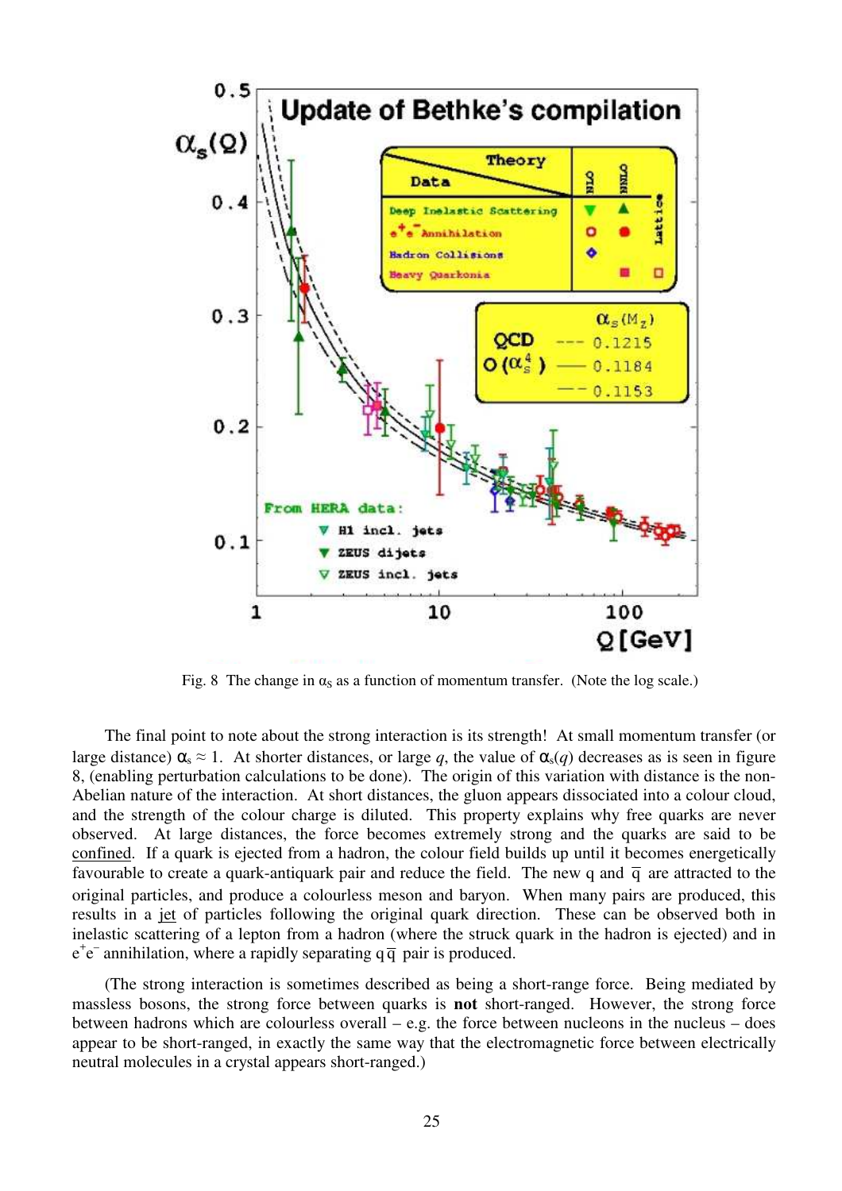Update of Bethke's compilation

$\alpha_s(Q)$

0.5
0.4
0.3
0.2
0.1

Theory
Data
NLO
NNLO
Lattice

Deep Inelastic Scattering
$e^+e^-$ Annihilation
Hadron Collisions
Heavy Quarkonia

QCD $O(\alpha_s^4)$
$\alpha_s(M_Z)$
0.1215
0.1184
0.1153

From HERA data:
H1 incl. jets
ZEUS dijets
ZEUS incl. jets

1
10
100
Q [GeV]

Fig. 8 The change in $\alpha_S$ as a function of momentum transfer. (Note the log scale.)

The final point to note about the strong interaction is its strength! At small momentum transfer (or large distance) $\alpha_s \approx 1$. At shorter distances, or large $q$, the value of $\alpha_s(q)$ decreases as is seen in figure 8, (enabling perturbation calculations to be done). The origin of this variation with distance is the non-Abelian nature of the interaction. At short distances, the gluon appears dissociated into a colour cloud, and the strength of the colour charge is diluted. This property explains why free quarks are never observed. At large distances, the force becomes extremely strong and the quarks are said to be confined. If a quark is ejected from a hadron, the colour field builds up until it becomes energetically favourable to create a quark-antiquark pair and reduce the field. The new q and $\bar{q}$ are attracted to the original particles, and produce a colourless meson and baryon. When many pairs are produced, this results in a jet of particles following the original quark direction. These can be observed both in inelastic scattering of a lepton from a hadron (where the struck quark in the hadron is ejected) and in $e^+e^-$ annihilation, where a rapidly separating $q\bar{q}$ pair is produced.

(The strong interaction is sometimes described as being a short-range force. Being mediated by massless bosons, the strong force between quarks is **not** short-ranged. However, the strong force between hadrons which are colourless overall – e.g. the force between nucleons in the nucleus – does appear to be short-ranged, in exactly the same way that the electromagnetic force between electrically neutral molecules in a crystal appears short-ranged.)